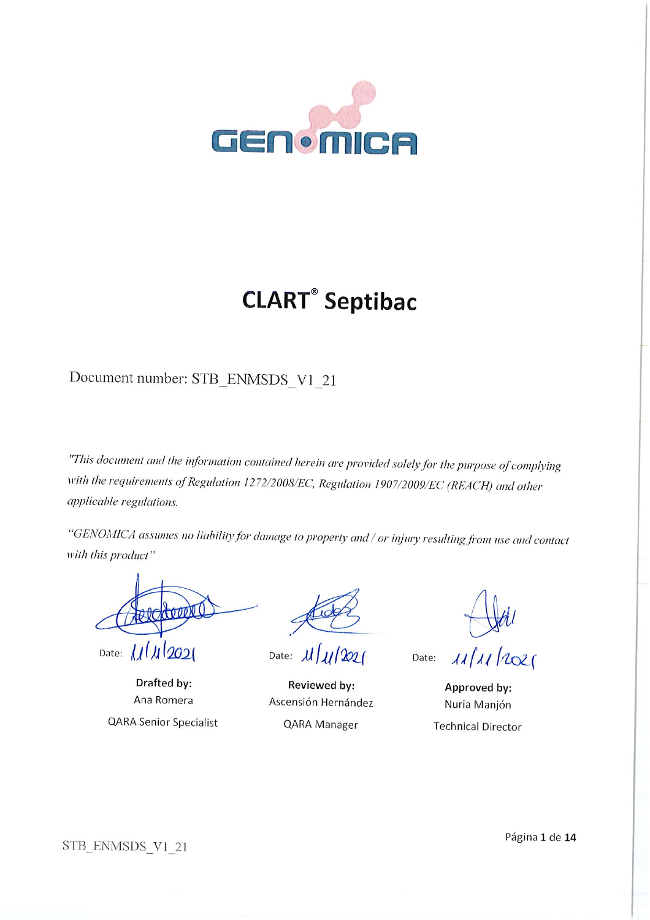GENOMICA

# CLART® Septibac

Document number: STB_ENMSDS_V1_21

*"This document and the information contained herein are provided solely for the purpose of complying with the requirements of Regulation 1272/2008/EC, Regulation 1907/2009/EC (REACH) and other applicable regulations.*

*"GENOMICA assumes no liability for damage to property and / or injury resulting from use and contact with this product"*

| Date: 11/11/2021 | Date: 11/11/2021 | Date: 11/11/2021 |
|---|---|---|
| **Drafted by:** | **Reviewed by:** | **Approved by:** |
| Ana Romera | Ascensión Hernández | Nuria Manjón |
| QARA Senior Specialist | QARA Manager | Technical Director |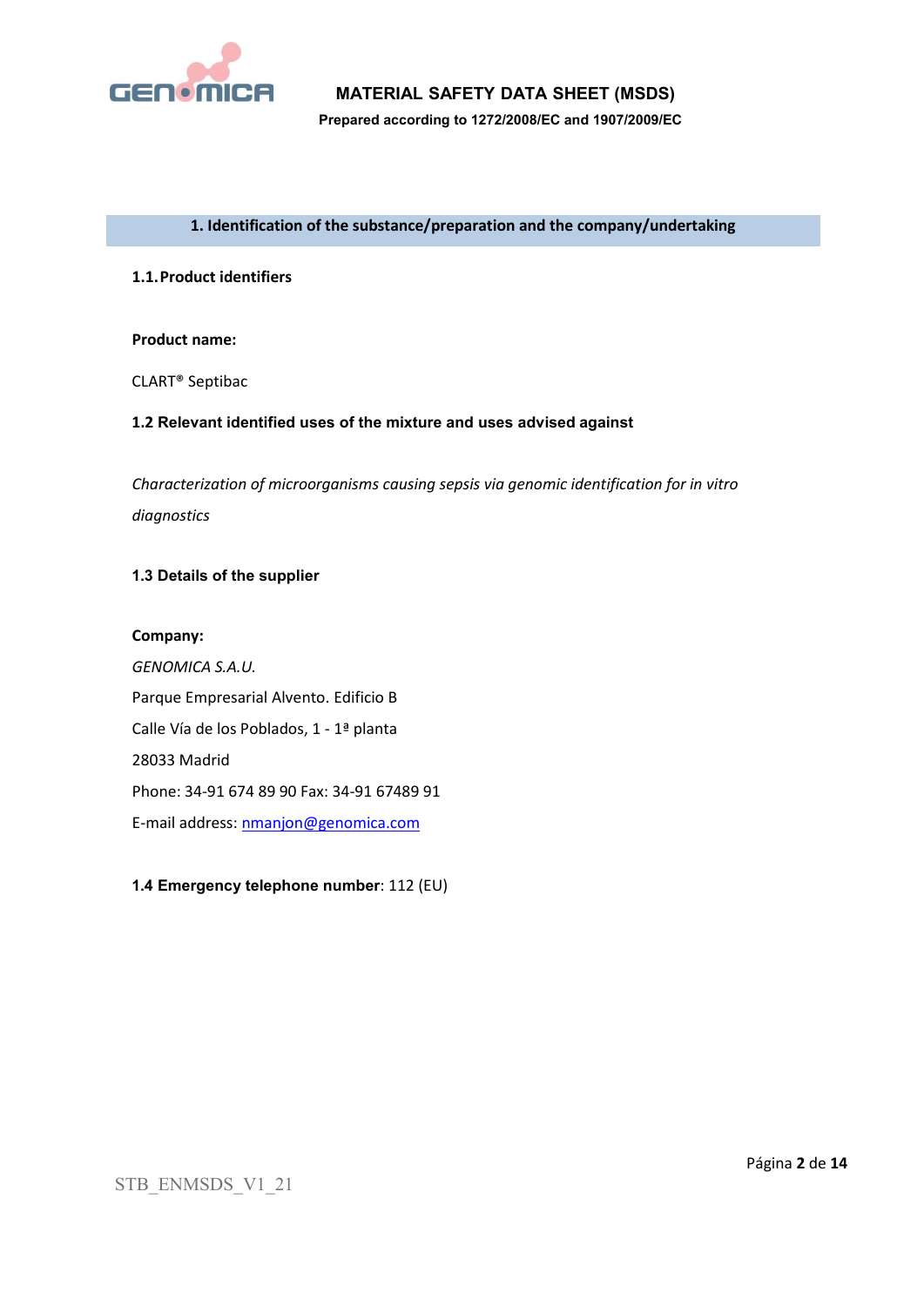## 1. Identification of the substance/preparation and the company/undertaking

### 1.1. Product identifiers

**Product name:**

CLART® Septibac

### 1.2 Relevant identified uses of the mixture and uses advised against

*Characterization of microorganisms causing sepsis via genomic identification for in vitro diagnostics*

### 1.3 Details of the supplier

**Company:**

*GENOMICA S.A.U.*

Parque Empresarial Alvento. Edificio B

Calle Vía de los Poblados, 1 - 1ª planta

28033 Madrid

Phone: 34-91 674 89 90 Fax: 34-91 67489 91

E-mail address: nmanjon@genomica.com

### 1.4 Emergency telephone number: 112 (EU)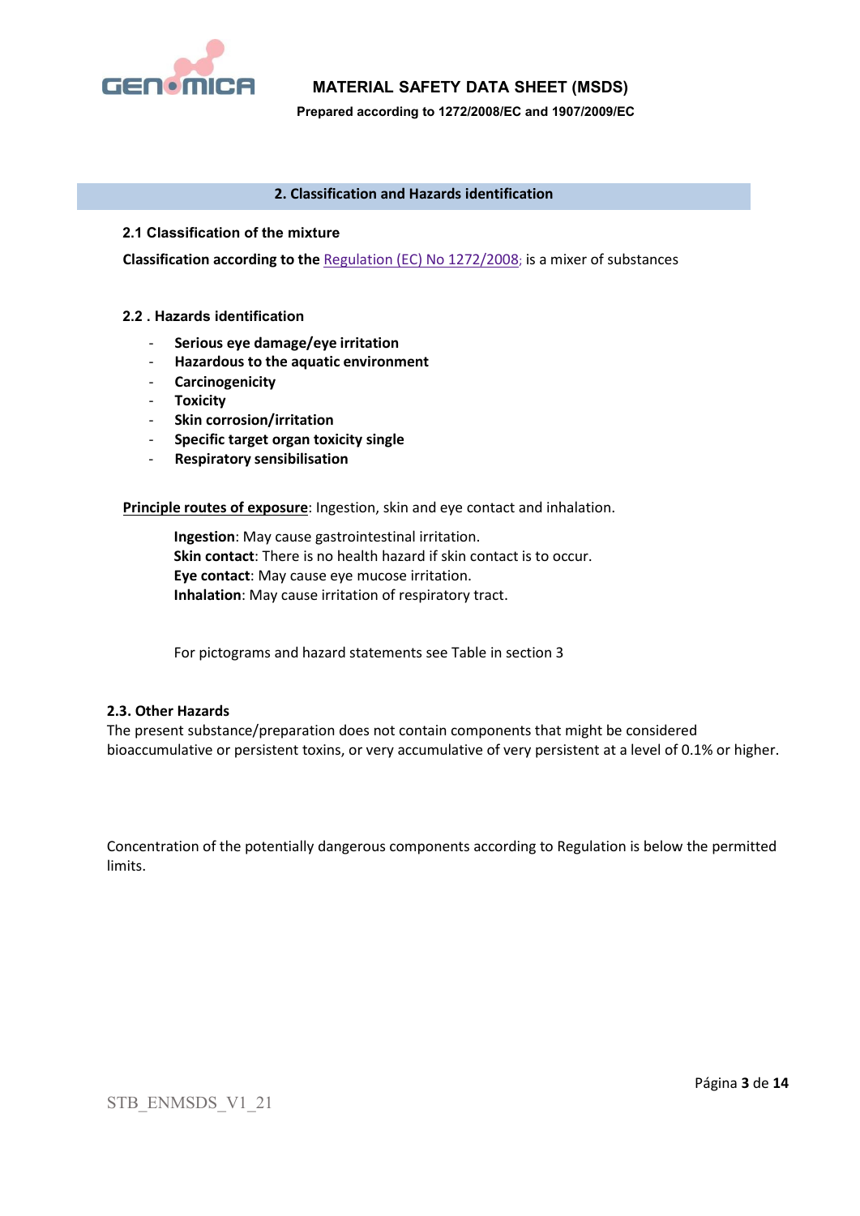## 2. Classification and Hazards identification

### 2.1 Classification of the mixture

**Classification according to the** Regulation (EC) No 1272/2008; is a mixer of substances

### 2.2 . Hazards identification

- **Serious eye damage/eye irritation**
- **Hazardous to the aquatic environment**
- **Carcinogenicity**
- **Toxicity**
- **Skin corrosion/irritation**
- **Specific target organ toxicity single**
- **Respiratory sensibilisation**

**Principle routes of exposure**: Ingestion, skin and eye contact and inhalation.

**Ingestion**: May cause gastrointestinal irritation.
**Skin contact**: There is no health hazard if skin contact is to occur.
**Eye contact**: May cause eye mucose irritation.
**Inhalation**: May cause irritation of respiratory tract.

For pictograms and hazard statements see Table in section 3

### 2.3. Other Hazards

The present substance/preparation does not contain components that might be considered bioaccumulative or persistent toxins, or very accumulative of very persistent at a level of 0.1% or higher.

Concentration of the potentially dangerous components according to Regulation is below the permitted limits.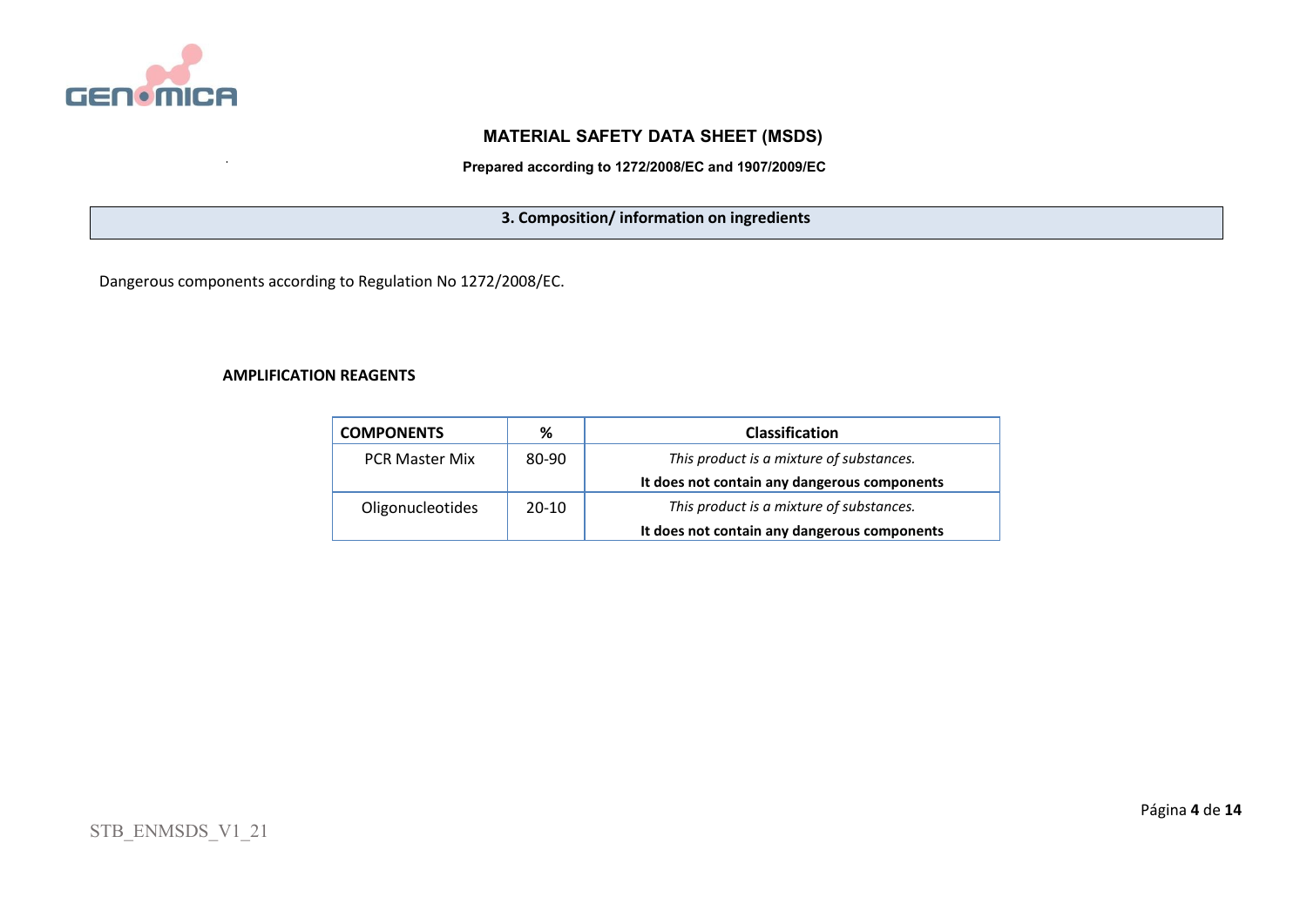**MATERIAL SAFETY DATA SHEET (MSDS)**

**Prepared according to 1272/2008/EC and 1907/2009/EC**

## 3. Composition/ information on ingredients

Dangerous components according to Regulation No 1272/2008/EC.

**AMPLIFICATION REAGENTS**

| COMPONENTS | % | Classification |
|---|---|---|
| PCR Master Mix | 80-90 | *This product is a mixture of substances.* **It does not contain any dangerous components** |
| Oligonucleotides | 20-10 | *This product is a mixture of substances.* **It does not contain any dangerous components** |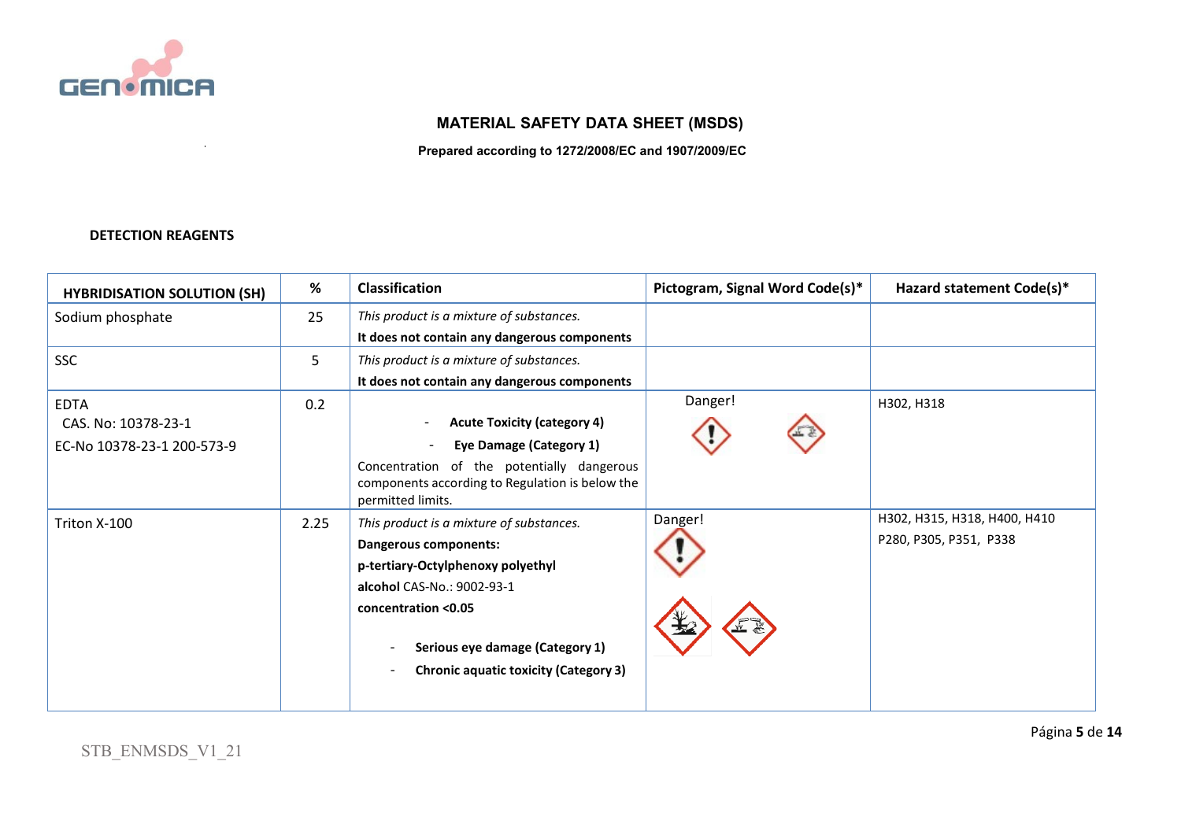# MATERIAL SAFETY DATA SHEET (MSDS)

**Prepared according to 1272/2008/EC and 1907/2009/EC**

**DETECTION REAGENTS**

| HYBRIDISATION SOLUTION (SH) | % | Classification | Pictogram, Signal Word Code(s)* | Hazard statement Code(s)* |
|---|---|---|---|---|
| Sodium phosphate | 25 | *This product is a mixture of substances.* **It does not contain any dangerous components** | | |
| SSC | 5 | *This product is a mixture of substances.* **It does not contain any dangerous components** | | |
| EDTA CAS. No: 10378-23-1 EC-No 10378-23-1 200-573-9 | 0.2 | - **Acute Toxicity (category 4)** - **Eye Damage (Category 1)** Concentration of the potentially dangerous components according to Regulation is below the permitted limits. | Danger! | H302, H318 |
| Triton X-100 | 2.25 | *This product is a mixture of substances.* **Dangerous components:** **p-tertiary-Octylphenoxy polyethyl alcohol** CAS-No.: 9002-93-1 **concentration <0.05** - **Serious eye damage (Category 1)** - **Chronic aquatic toxicity (Category 3)** | Danger! | H302, H315, H318, H400, H410 P280, P305, P351, P338 |

STB_ENMSDS_V1_21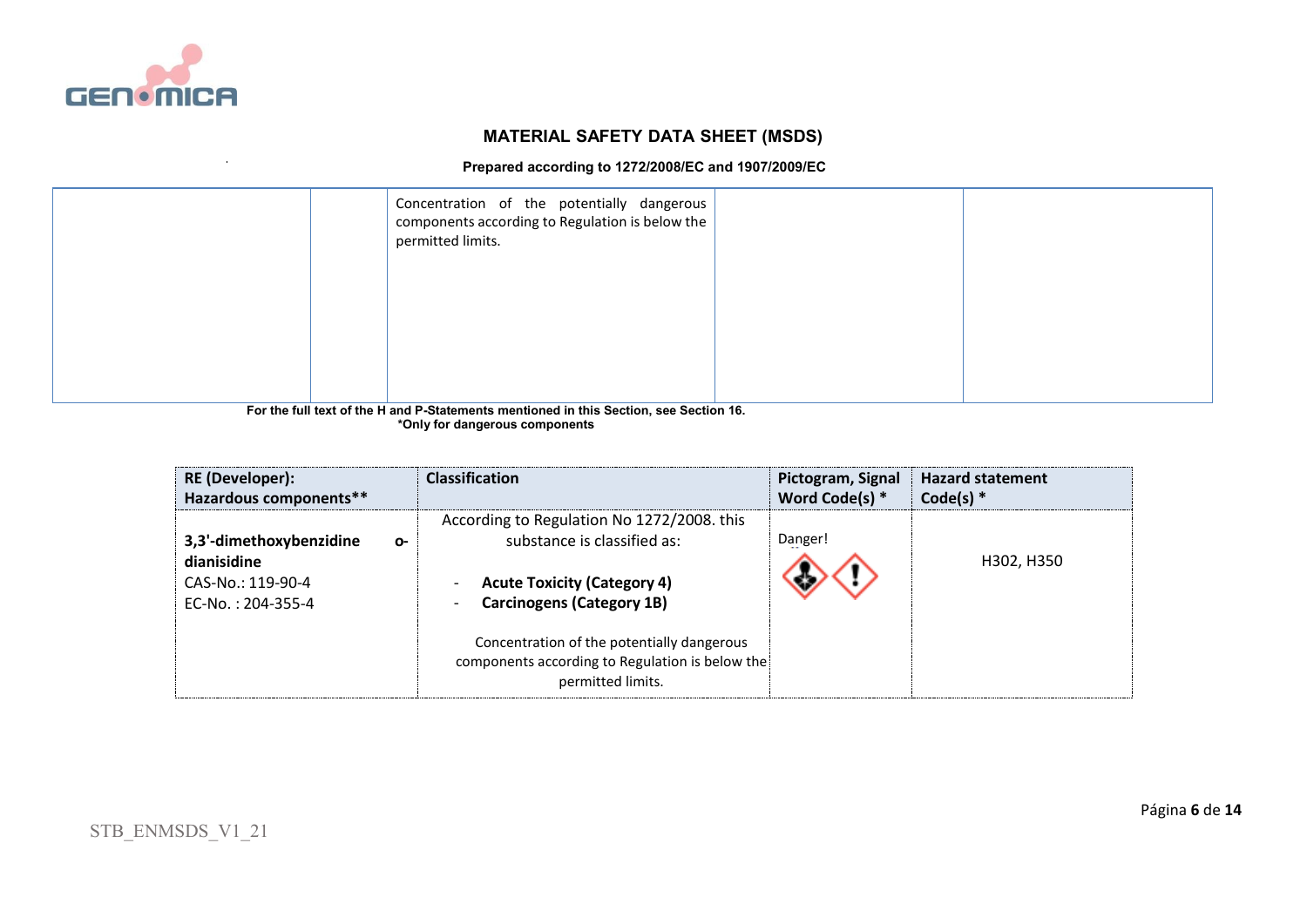# MATERIAL SAFETY DATA SHEET (MSDS)

**Prepared according to 1272/2008/EC and 1907/2009/EC**

| | | | | |
|---|---|---|---|---|
| | | Concentration of the potentially dangerous components according to Regulation is below the permitted limits. | | |

**For the full text of the H and P-Statements mentioned in this Section, see Section 16.**
**\*Only for dangerous components**

| RE (Developer): Hazardous components** | Classification | Pictogram, Signal Word Code(s) * | Hazard statement Code(s) * |
|---|---|---|---|
| **3,3'-dimethoxybenzidine o-dianisidine**<br>CAS-No.: 119-90-4<br>EC-No. : 204-355-4 | According to Regulation No 1272/2008. this substance is classified as:<br>- **Acute Toxicity (Category 4)**<br>- **Carcinogens (Category 1B)**<br>Concentration of the potentially dangerous components according to Regulation is below the permitted limits. | Danger! | H302, H350 |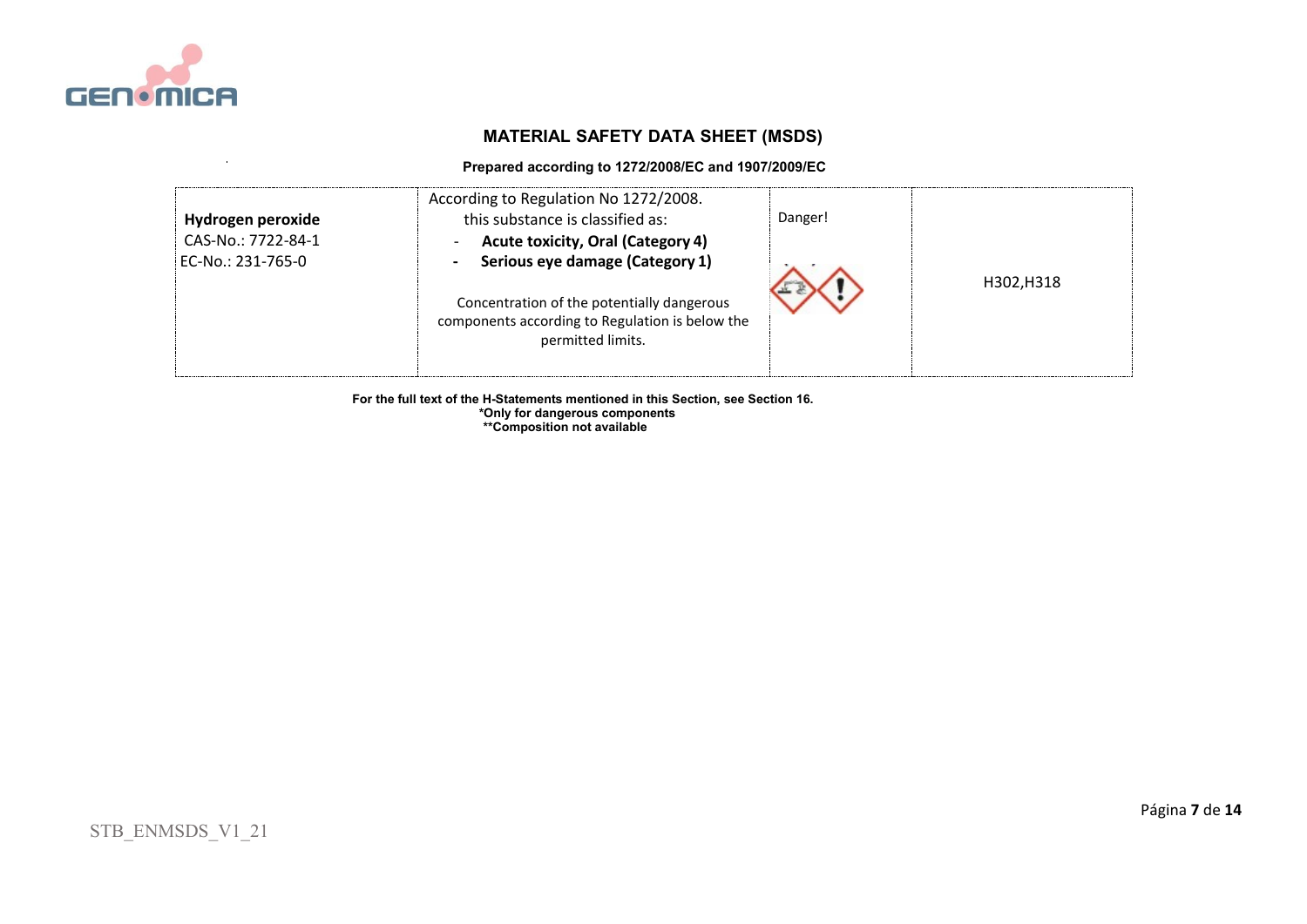**MATERIAL SAFETY DATA SHEET (MSDS)**

**Prepared according to 1272/2008/EC and 1907/2009/EC**

| | | | |
|---|---|---|---|
| **Hydrogen peroxide**<br>CAS-No.: 7722-84-1<br>EC-No.: 231-765-0 | According to Regulation No 1272/2008.<br>this substance is classified as:<br>- **Acute toxicity, Oral (Category 4)**<br>- **Serious eye damage (Category 1)**<br><br>Concentration of the potentially dangerous components according to Regulation is below the permitted limits. | Danger! | H302,H318 |

**For the full text of the H-Statements mentioned in this Section, see Section 16.**
**\*Only for dangerous components**
**\*\*Composition not available**

STB_ENMSDS_V1_21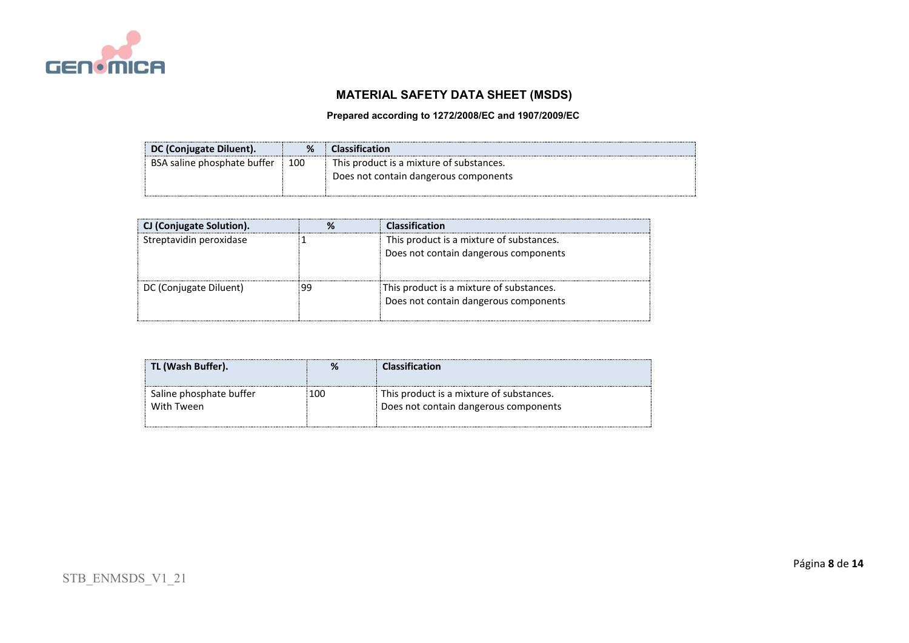**MATERIAL SAFETY DATA SHEET (MSDS)**

**Prepared according to 1272/2008/EC and 1907/2009/EC**

| DC (Conjugate Diluent). | % | Classification |
| --- | --- | --- |
| BSA saline phosphate buffer | 100 | This product is a mixture of substances.<br>Does not contain dangerous components |

| CJ (Conjugate Solution). | % | Classification |
| --- | --- | --- |
| Streptavidin peroxidase | 1 | This product is a mixture of substances.<br>Does not contain dangerous components |
| DC (Conjugate Diluent) | 99 | This product is a mixture of substances.<br>Does not contain dangerous components |

| TL (Wash Buffer). | % | Classification |
| --- | --- | --- |
| Saline phosphate buffer<br>With Tween | 100 | This product is a mixture of substances.<br>Does not contain dangerous components |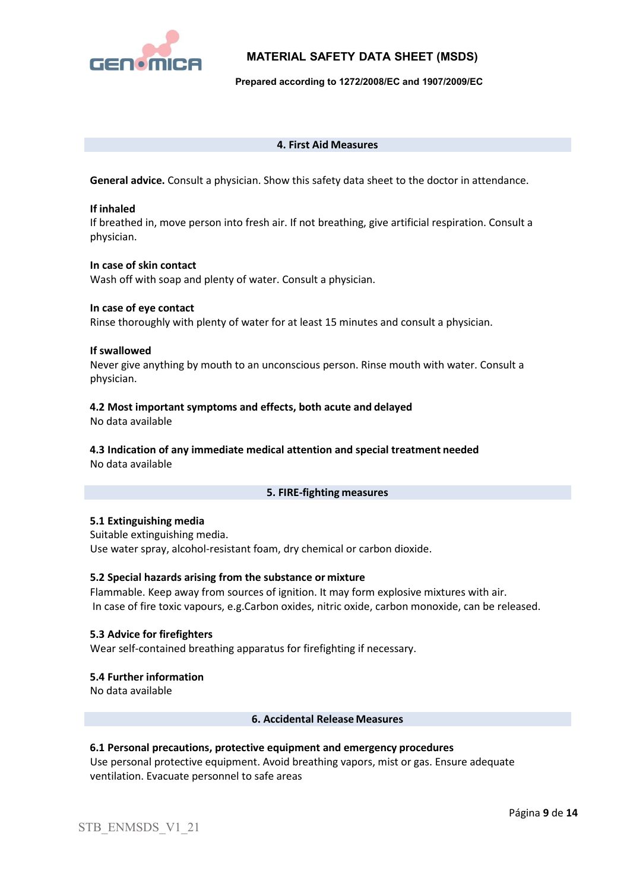## 4. First Aid Measures

**General advice.** Consult a physician. Show this safety data sheet to the doctor in attendance.

**If inhaled**
If breathed in, move person into fresh air. If not breathing, give artificial respiration. Consult a physician.

**In case of skin contact**
Wash off with soap and plenty of water. Consult a physician.

**In case of eye contact**
Rinse thoroughly with plenty of water for at least 15 minutes and consult a physician.

**If swallowed**
Never give anything by mouth to an unconscious person. Rinse mouth with water. Consult a physician.

**4.2 Most important symptoms and effects, both acute and delayed**
No data available

**4.3 Indication of any immediate medical attention and special treatment needed**
No data available

## 5. FIRE-fighting measures

**5.1 Extinguishing media**
Suitable extinguishing media.
Use water spray, alcohol-resistant foam, dry chemical or carbon dioxide.

**5.2 Special hazards arising from the substance or mixture**
Flammable. Keep away from sources of ignition. It may form explosive mixtures with air.
In case of fire toxic vapours, e.g.Carbon oxides, nitric oxide, carbon monoxide, can be released.

**5.3 Advice for firefighters**
Wear self-contained breathing apparatus for firefighting if necessary.

**5.4 Further information**
No data available

## 6. Accidental Release Measures

**6.1 Personal precautions, protective equipment and emergency procedures**
Use personal protective equipment. Avoid breathing vapors, mist or gas. Ensure adequate ventilation. Evacuate personnel to safe areas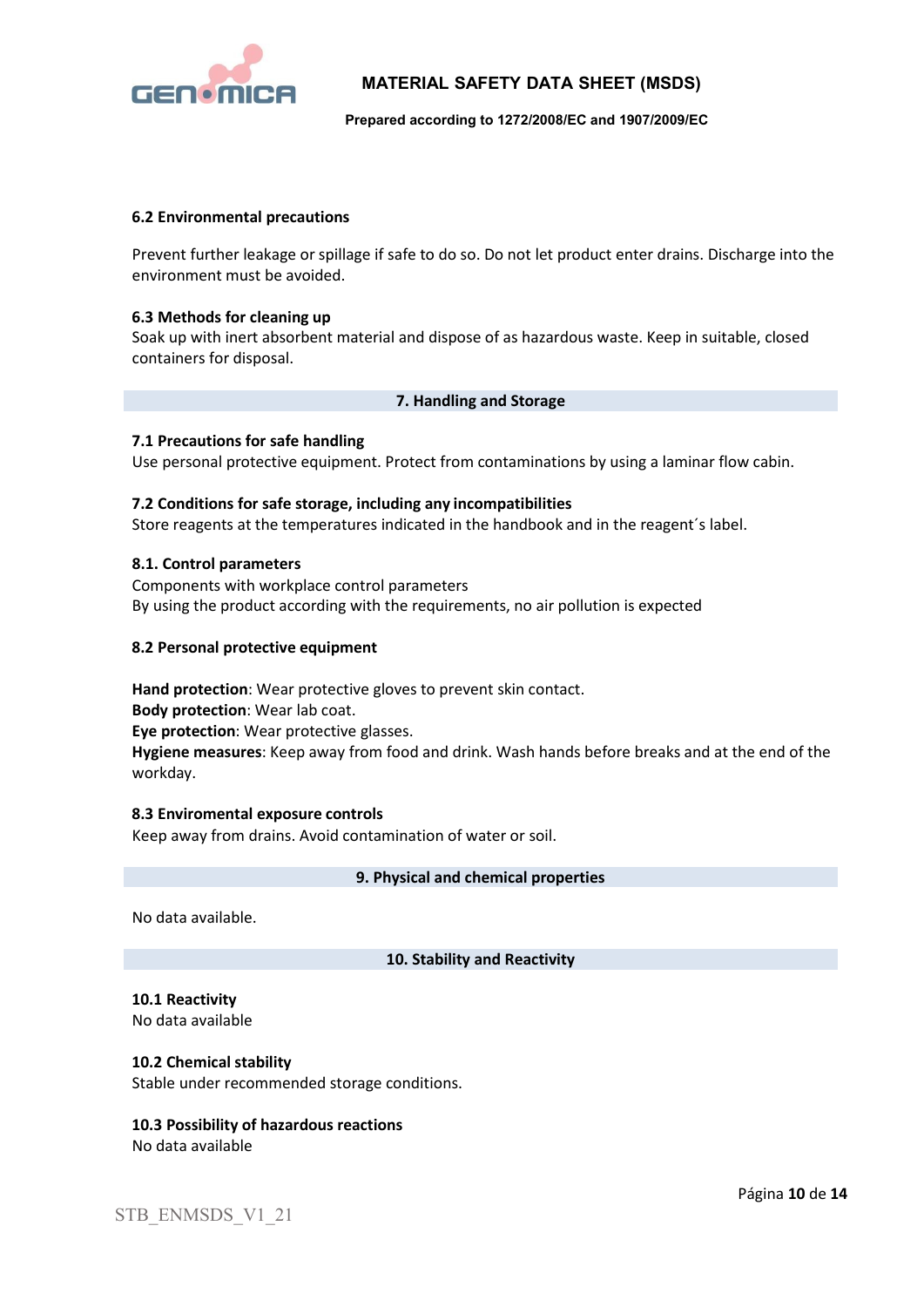### 6.2 Environmental precautions

Prevent further leakage or spillage if safe to do so. Do not let product enter drains. Discharge into the environment must be avoided.

### 6.3 Methods for cleaning up

Soak up with inert absorbent material and dispose of as hazardous waste. Keep in suitable, closed containers for disposal.

## 7. Handling and Storage

### 7.1 Precautions for safe handling

Use personal protective equipment. Protect from contaminations by using a laminar flow cabin.

### 7.2 Conditions for safe storage, including any incompatibilities

Store reagents at the temperatures indicated in the handbook and in the reagent´s label.

### 8.1. Control parameters

Components with workplace control parameters

By using the product according with the requirements, no air pollution is expected

### 8.2 Personal protective equipment

**Hand protection**: Wear protective gloves to prevent skin contact.
**Body protection**: Wear lab coat.
**Eye protection**: Wear protective glasses.
**Hygiene measures**: Keep away from food and drink. Wash hands before breaks and at the end of the workday.

### 8.3 Enviromental exposure controls

Keep away from drains. Avoid contamination of water or soil.

## 9. Physical and chemical properties

No data available.

## 10. Stability and Reactivity

### 10.1 Reactivity

No data available

### 10.2 Chemical stability

Stable under recommended storage conditions.

### 10.3 Possibility of hazardous reactions

No data available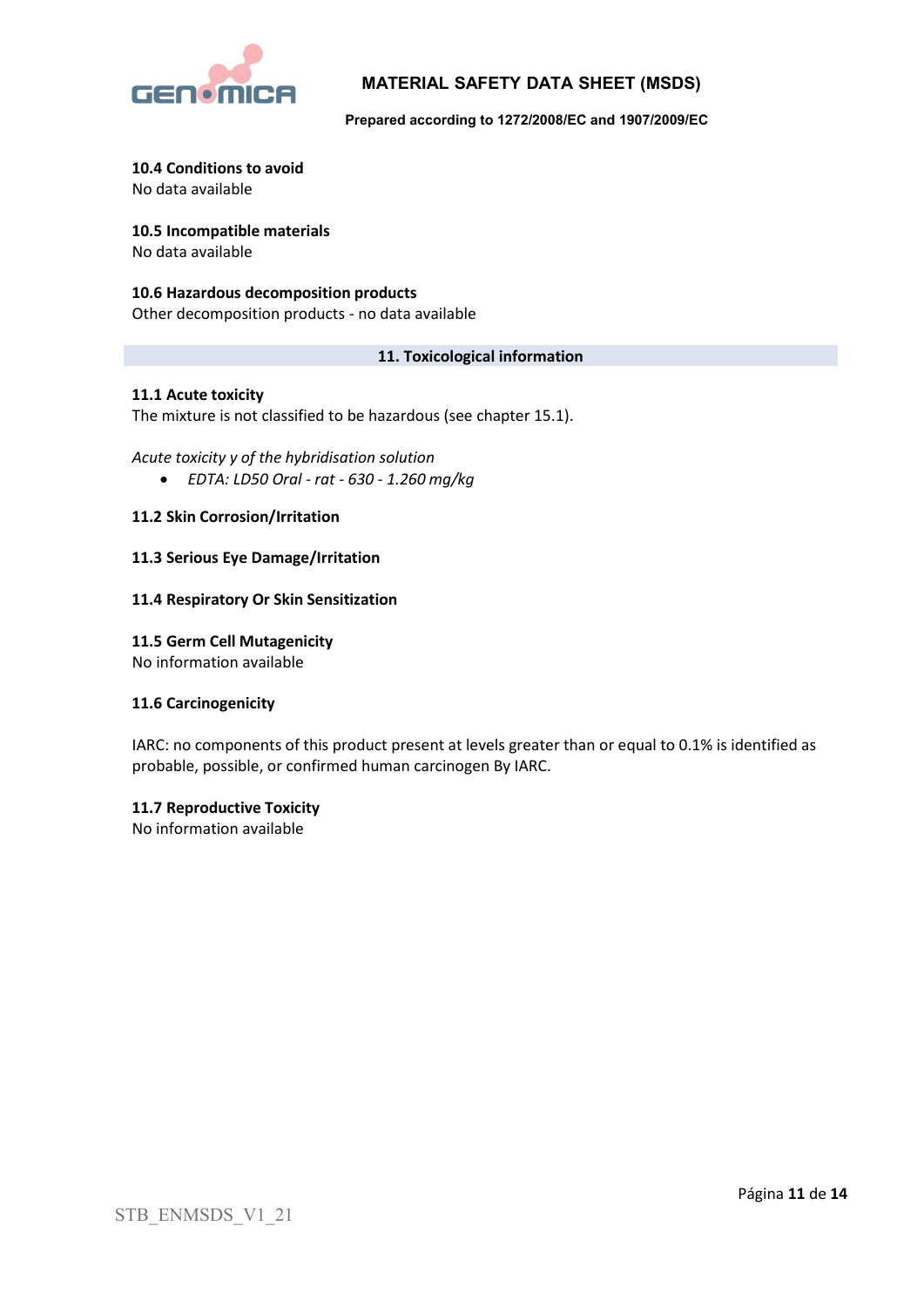### 10.4 Conditions to avoid

No data available

### 10.5 Incompatible materials

No data available

### 10.6 Hazardous decomposition products

Other decomposition products - no data available

## 11. Toxicological information

### 11.1 Acute toxicity

The mixture is not classified to be hazardous (see chapter 15.1).

*Acute toxicity y of the hybridisation solution*

- *EDTA: LD50 Oral - rat - 630 - 1.260 mg/kg*

### 11.2 Skin Corrosion/Irritation

### 11.3 Serious Eye Damage/Irritation

### 11.4 Respiratory Or Skin Sensitization

### 11.5 Germ Cell Mutagenicity

No information available

### 11.6 Carcinogenicity

IARC: no components of this product present at levels greater than or equal to 0.1% is identified as probable, possible, or confirmed human carcinogen By IARC.

### 11.7 Reproductive Toxicity

No information available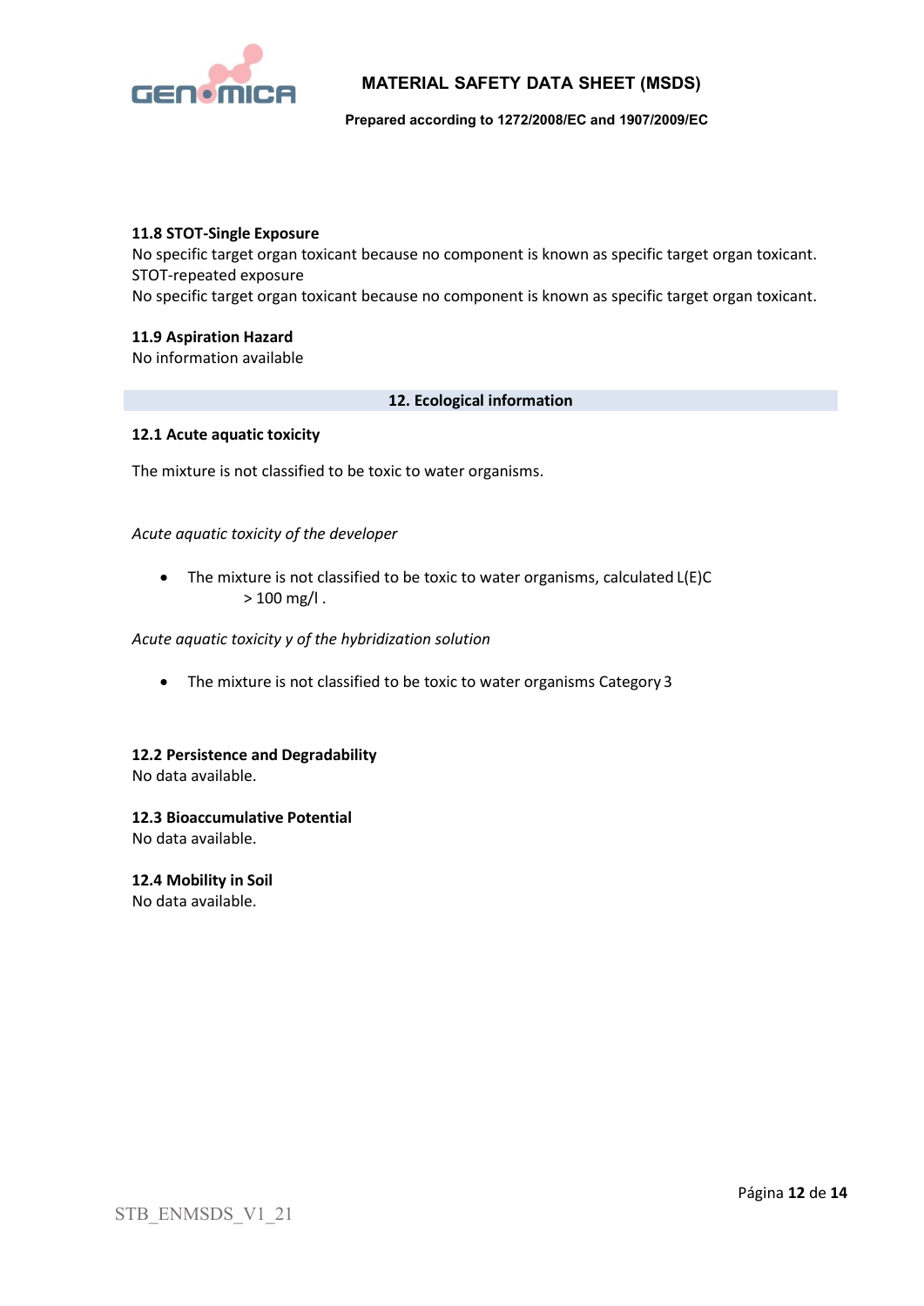### 11.8 STOT-Single Exposure

No specific target organ toxicant because no component is known as specific target organ toxicant.
STOT-repeated exposure
No specific target organ toxicant because no component is known as specific target organ toxicant.

### 11.9 Aspiration Hazard

No information available

## 12. Ecological information

### 12.1 Acute aquatic toxicity

The mixture is not classified to be toxic to water organisms.

*Acute aquatic toxicity of the developer*

- The mixture is not classified to be toxic to water organisms, calculated L(E)C > 100 mg/l .

*Acute aquatic toxicity y of the hybridization solution*

- The mixture is not classified to be toxic to water organisms Category 3

### 12.2 Persistence and Degradability

No data available.

### 12.3 Bioaccumulative Potential

No data available.

### 12.4 Mobility in Soil

No data available.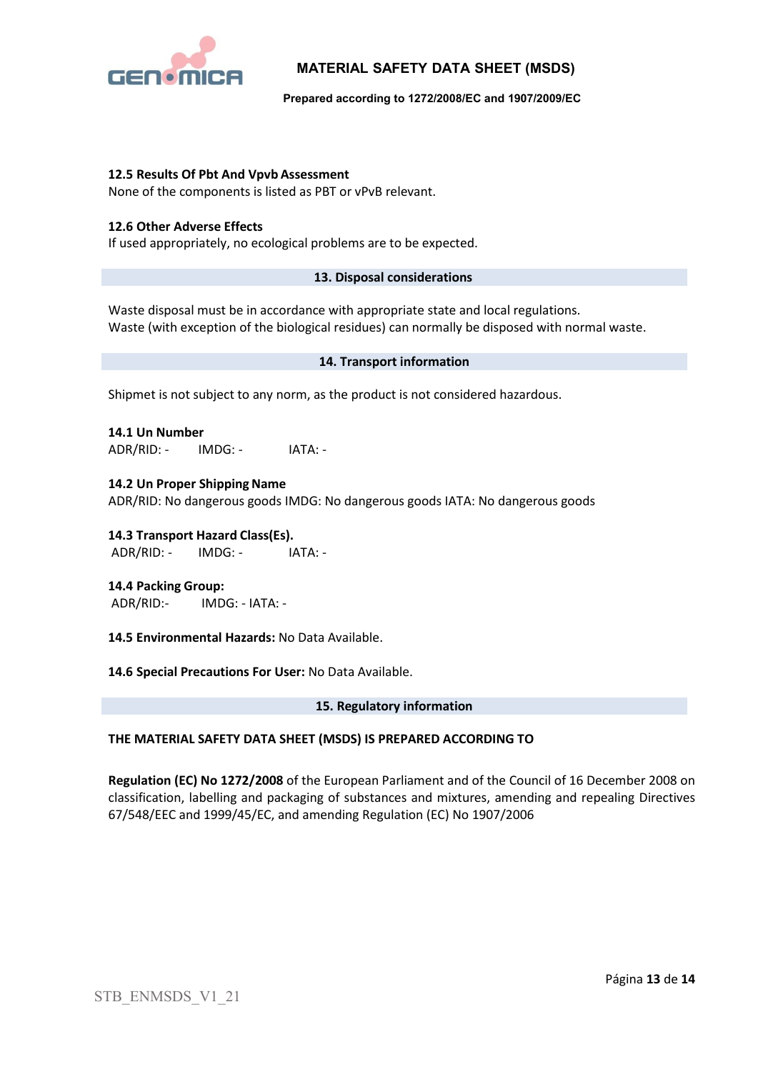**12.5 Results Of Pbt And Vpvb Assessment**
None of the components is listed as PBT or vPvB relevant.

**12.6 Other Adverse Effects**
If used appropriately, no ecological problems are to be expected.

## 13. Disposal considerations

Waste disposal must be in accordance with appropriate state and local regulations.
Waste (with exception of the biological residues) can normally be disposed with normal waste.

## 14. Transport information

Shipmet is not subject to any norm, as the product is not considered hazardous.

**14.1 Un Number**
ADR/RID: - IMDG: - IATA: -

**14.2 Un Proper Shipping Name**
ADR/RID: No dangerous goods IMDG: No dangerous goods IATA: No dangerous goods

**14.3 Transport Hazard Class(Es).**
ADR/RID: - IMDG: - IATA: -

**14.4 Packing Group:**
ADR/RID:- IMDG: - IATA: -

**14.5 Environmental Hazards:** No Data Available.

**14.6 Special Precautions For User:** No Data Available.

## 15. Regulatory information

**THE MATERIAL SAFETY DATA SHEET (MSDS) IS PREPARED ACCORDING TO**

**Regulation (EC) No 1272/2008** of the European Parliament and of the Council of 16 December 2008 on classification, labelling and packaging of substances and mixtures, amending and repealing Directives 67/548/EEC and 1999/45/EC, and amending Regulation (EC) No 1907/2006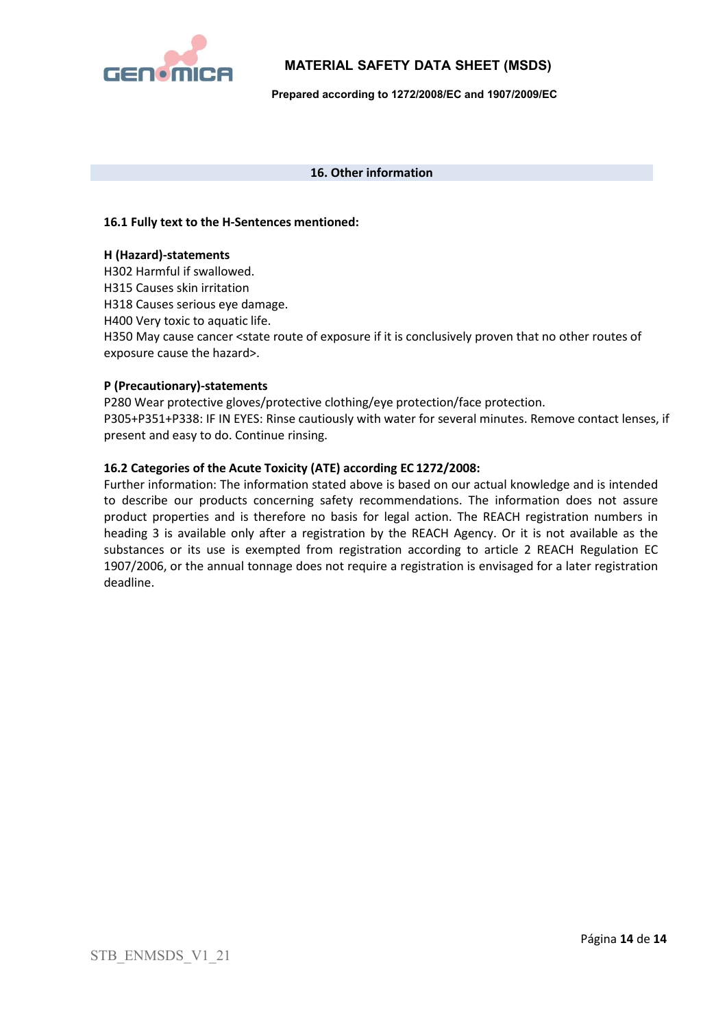## 16. Other information

**16.1 Fully text to the H-Sentences mentioned:**

**H (Hazard)-statements**
H302 Harmful if swallowed.
H315 Causes skin irritation
H318 Causes serious eye damage.
H400 Very toxic to aquatic life.
H350 May cause cancer <state route of exposure if it is conclusively proven that no other routes of exposure cause the hazard>.

**P (Precautionary)-statements**
P280 Wear protective gloves/protective clothing/eye protection/face protection.
P305+P351+P338: IF IN EYES: Rinse cautiously with water for several minutes. Remove contact lenses, if present and easy to do. Continue rinsing.

**16.2 Categories of the Acute Toxicity (ATE) according EC 1272/2008:**
Further information: The information stated above is based on our actual knowledge and is intended to describe our products concerning safety recommendations. The information does not assure product properties and is therefore no basis for legal action. The REACH registration numbers in heading 3 is available only after a registration by the REACH Agency. Or it is not available as the substances or its use is exempted from registration according to article 2 REACH Regulation EC 1907/2006, or the annual tonnage does not require a registration is envisaged for a later registration deadline.